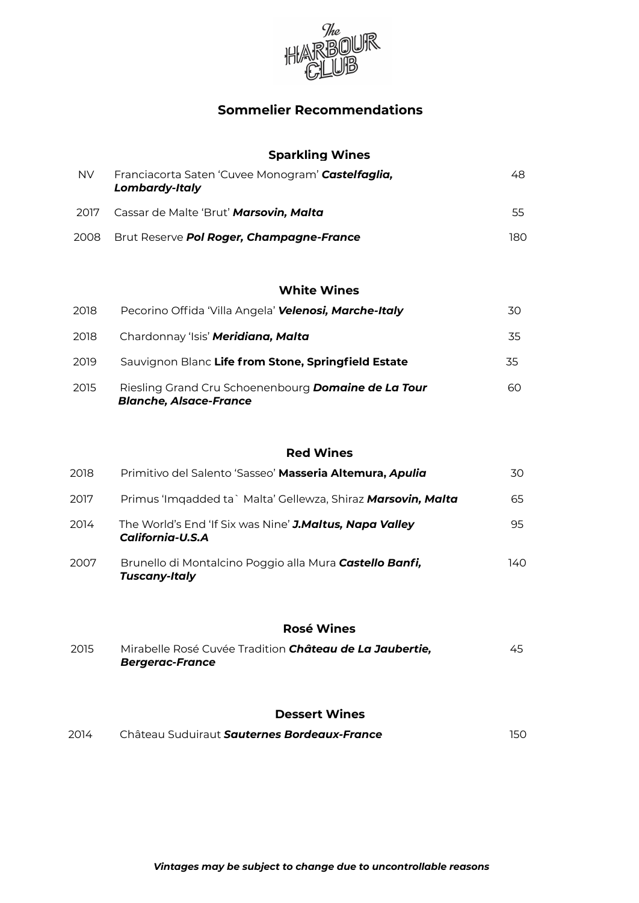# The Harbour Club

## Sommelier Recommendations

### Sparkling Wines

| | | |
|---|---|---|
| NV | Franciacorta Saten 'Cuvee Monogram' ***Castelfaglia, Lombardy-Italy*** | 48 |
| 2017 | Cassar de Malte 'Brut' ***Marsovin, Malta*** | 55 |
| 2008 | Brut Reserve ***Pol Roger, Champagne-France*** | 180 |

### White Wines

| | | |
|---|---|---|
| 2018 | Pecorino Offida 'Villa Angela' ***Velenosi, Marche-Italy*** | 30 |
| 2018 | Chardonnay 'Isis' ***Meridiana, Malta*** | 35 |
| 2019 | Sauvignon Blanc **Life from Stone, Springfield Estate** | 35 |
| 2015 | Riesling Grand Cru Schoenenbourg ***Domaine de La Tour Blanche, Alsace-France*** | 60 |

### Red Wines

| | | |
|---|---|---|
| 2018 | Primitivo del Salento 'Sasseo' **Masseria Altemura, *Apulia*** | 30 |
| 2017 | Primus 'Imqadded ta` Malta' Gellewza, Shiraz ***Marsovin, Malta*** | 65 |
| 2014 | The World's End 'If Six was Nine' ***J.Maltus, Napa Valley California-U.S.A*** | 95 |
| 2007 | Brunello di Montalcino Poggio alla Mura ***Castello Banfi, Tuscany-Italy*** | 140 |

### Rosé Wines

| | | |
|---|---|---|
| 2015 | Mirabelle Rosé Cuvée Tradition ***Château de La Jaubertie, Bergerac-France*** | 45 |

### Dessert Wines

| | | |
|---|---|---|
| 2014 | Château Suduiraut ***Sauternes Bordeaux-France*** | 150 |

***Vintages may be subject to change due to uncontrollable reasons***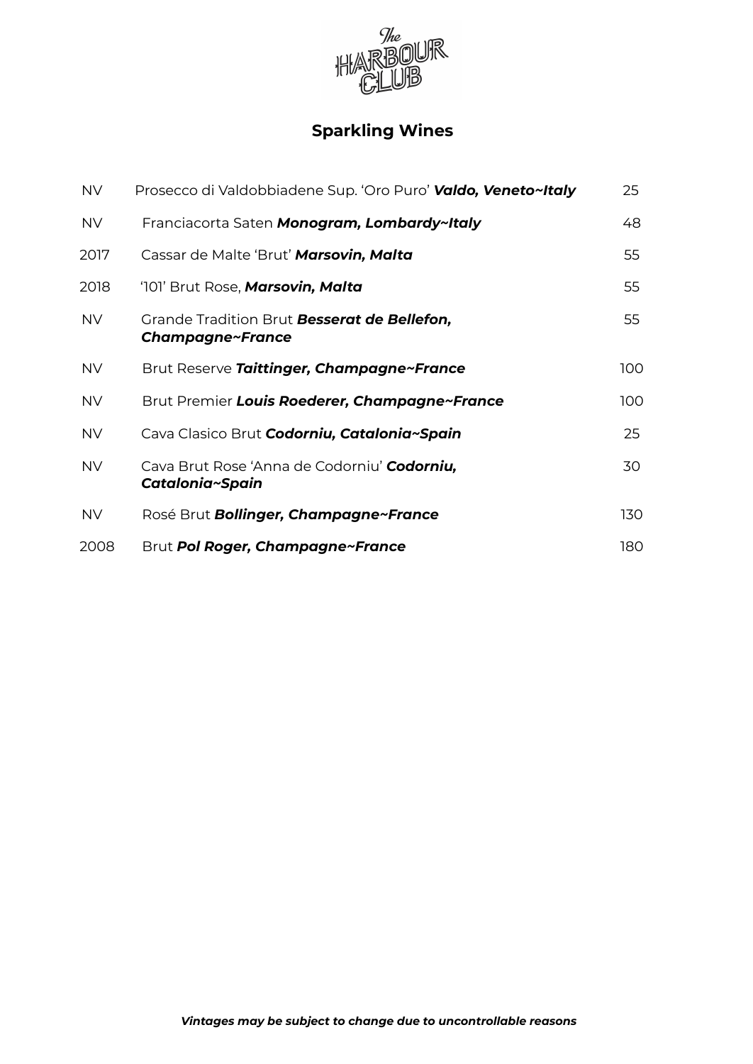The Harbour Club

## Sparkling Wines

| | | |
|---|---|---|
| NV | Prosecco di Valdobbiadene Sup. 'Oro Puro' ***Valdo, Veneto~Italy*** | 25 |
| NV | Franciacorta Saten ***Monogram, Lombardy~Italy*** | 48 |
| 2017 | Cassar de Malte 'Brut' ***Marsovin, Malta*** | 55 |
| 2018 | '101' Brut Rose, ***Marsovin, Malta*** | 55 |
| NV | Grande Tradition Brut ***Besserat de Bellefon, Champagne~France*** | 55 |
| NV | Brut Reserve ***Taittinger, Champagne~France*** | 100 |
| NV | Brut Premier ***Louis Roederer, Champagne~France*** | 100 |
| NV | Cava Clasico Brut ***Codorniu, Catalonia~Spain*** | 25 |
| NV | Cava Brut Rose 'Anna de Codorniu' ***Codorniu, Catalonia~Spain*** | 30 |
| NV | Rosé Brut ***Bollinger, Champagne~France*** | 130 |
| 2008 | Brut ***Pol Roger, Champagne~France*** | 180 |

***Vintages may be subject to change due to uncontrollable reasons***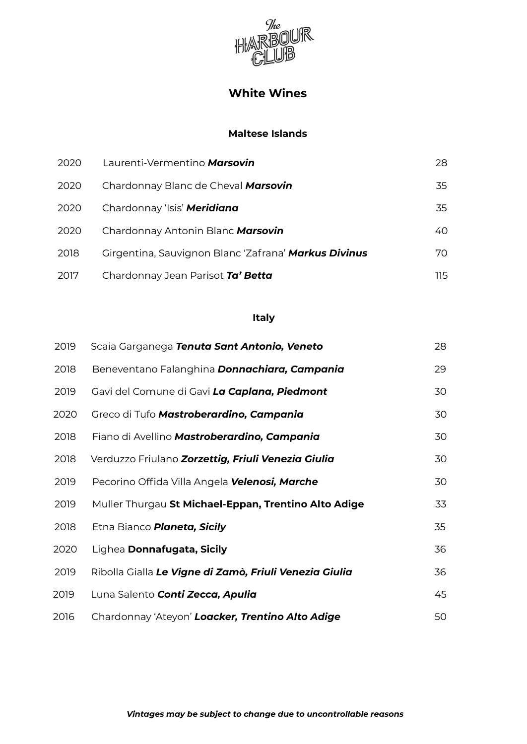## White Wines

### Maltese Islands

| | | |
|---|---|---|
| 2020 | Laurenti-Vermentino ***Marsovin*** | 28 |
| 2020 | Chardonnay Blanc de Cheval ***Marsovin*** | 35 |
| 2020 | Chardonnay 'Isis' ***Meridiana*** | 35 |
| 2020 | Chardonnay Antonin Blanc ***Marsovin*** | 40 |
| 2018 | Girgentina, Sauvignon Blanc 'Zafrana' ***Markus Divinus*** | 70 |
| 2017 | Chardonnay Jean Parisot ***Ta' Betta*** | 115 |

### Italy

| | | |
|---|---|---|
| 2019 | Scaia Garganega ***Tenuta Sant Antonio, Veneto*** | 28 |
| 2018 | Beneventano Falanghina ***Donnachiara, Campania*** | 29 |
| 2019 | Gavi del Comune di Gavi ***La Caplana, Piedmont*** | 30 |
| 2020 | Greco di Tufo ***Mastroberardino, Campania*** | 30 |
| 2018 | Fiano di Avellino ***Mastroberardino, Campania*** | 30 |
| 2018 | Verduzzo Friulano ***Zorzettig, Friuli Venezia Giulia*** | 30 |
| 2019 | Pecorino Offida Villa Angela ***Velenosi, Marche*** | 30 |
| 2019 | Muller Thurgau **St Michael-Eppan, Trentino Alto Adige** | 33 |
| 2018 | Etna Bianco ***Planeta, Sicily*** | 35 |
| 2020 | Lighea **Donnafugata, Sicily** | 36 |
| 2019 | Ribolla Gialla ***Le Vigne di Zamò, Friuli Venezia Giulia*** | 36 |
| 2019 | Luna Salento ***Conti Zecca, Apulia*** | 45 |
| 2016 | Chardonnay 'Ateyon' ***Loacker, Trentino Alto Adige*** | 50 |

***Vintages may be subject to change due to uncontrollable reasons***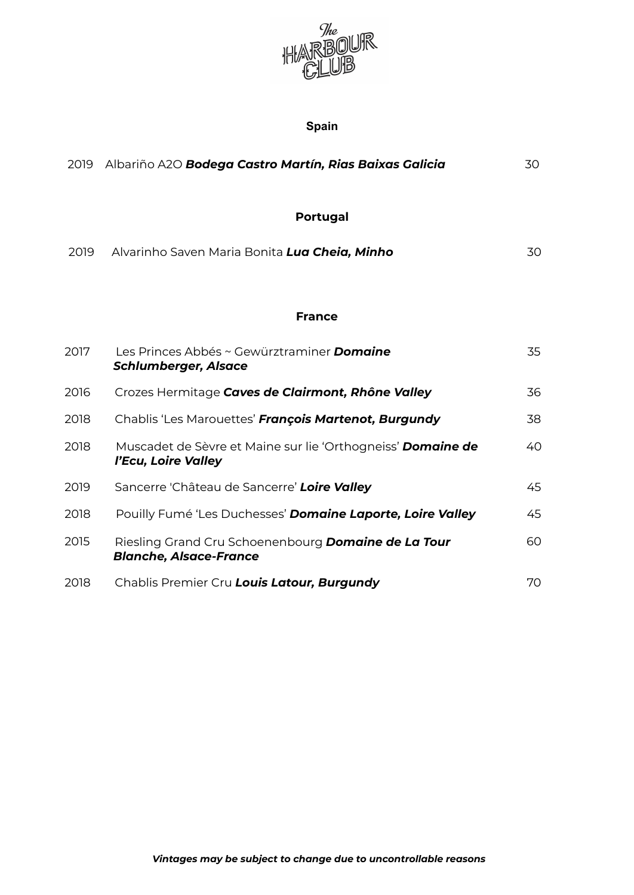The Harbour Club

## Spain

| | | |
|---|---|---|
| 2019 | Albariño A2O ***Bodega Castro Martín, Rias Baixas Galicia*** | 30 |

## Portugal

| | | |
|---|---|---|
| 2019 | Alvarinho Saven Maria Bonita ***Lua Cheia, Minho*** | 30 |

## France

| | | |
|---|---|---|
| 2017 | Les Princes Abbés ~ Gewürztraminer ***Domaine Schlumberger, Alsace*** | 35 |
| 2016 | Crozes Hermitage ***Caves de Clairmont, Rhône Valley*** | 36 |
| 2018 | Chablis 'Les Marouettes' ***François Martenot, Burgundy*** | 38 |
| 2018 | Muscadet de Sèvre et Maine sur lie 'Orthogneiss' ***Domaine de l'Ecu, Loire Valley*** | 40 |
| 2019 | Sancerre 'Château de Sancerre' ***Loire Valley*** | 45 |
| 2018 | Pouilly Fumé 'Les Duchesses' ***Domaine Laporte, Loire Valley*** | 45 |
| 2015 | Riesling Grand Cru Schoenenbourg ***Domaine de La Tour Blanche, Alsace-France*** | 60 |
| 2018 | Chablis Premier Cru ***Louis Latour, Burgundy*** | 70 |

***Vintages may be subject to change due to uncontrollable reasons***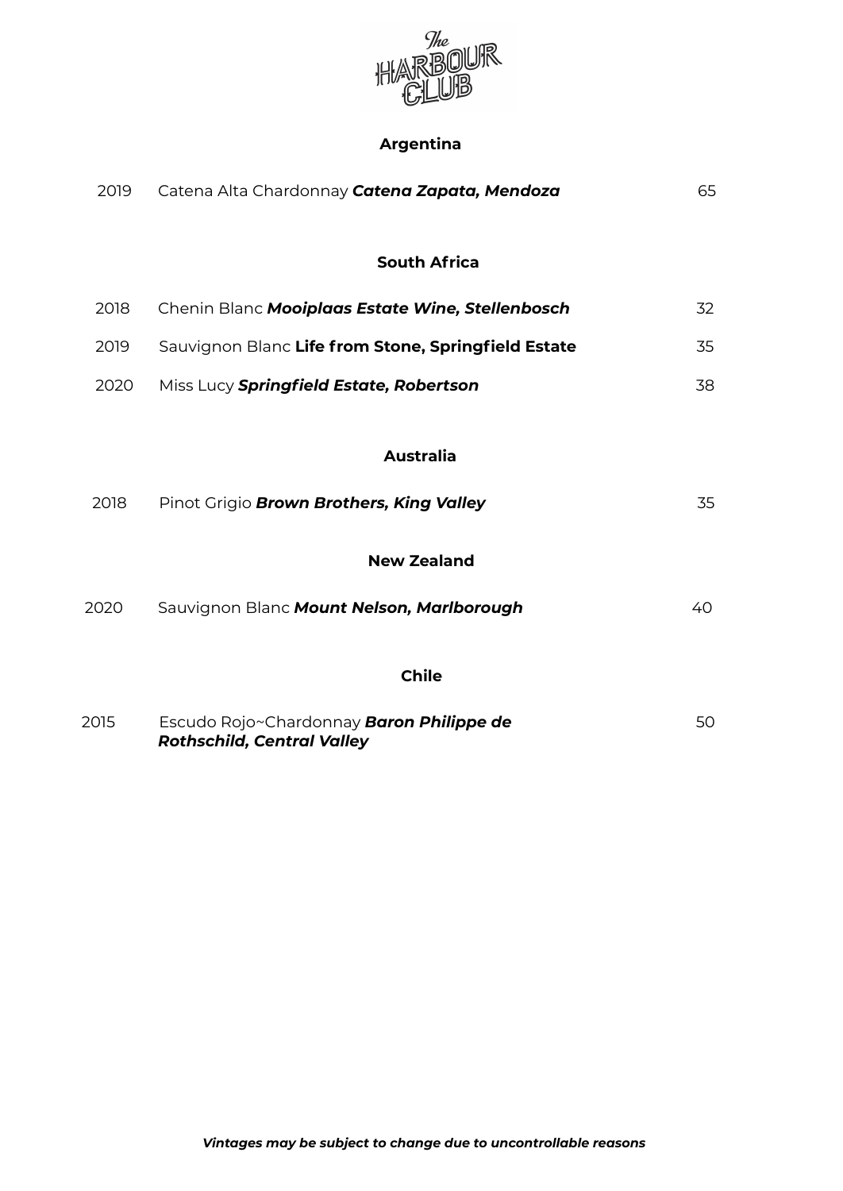The Harbour Club

## Argentina

| | | |
|---|---|---|
| 2019 | Catena Alta Chardonnay ***Catena Zapata, Mendoza*** | 65 |

## South Africa

| | | |
|---|---|---|
| 2018 | Chenin Blanc ***Mooiplaas Estate Wine, Stellenbosch*** | 32 |
| 2019 | Sauvignon Blanc **Life from Stone, Springfield Estate** | 35 |
| 2020 | Miss Lucy ***Springfield Estate, Robertson*** | 38 |

## Australia

| | | |
|---|---|---|
| 2018 | Pinot Grigio ***Brown Brothers, King Valley*** | 35 |

## New Zealand

| | | |
|---|---|---|
| 2020 | Sauvignon Blanc ***Mount Nelson, Marlborough*** | 40 |

## Chile

| | | |
|---|---|---|
| 2015 | Escudo Rojo~Chardonnay ***Baron Philippe de Rothschild, Central Valley*** | 50 |

***Vintages may be subject to change due to uncontrollable reasons***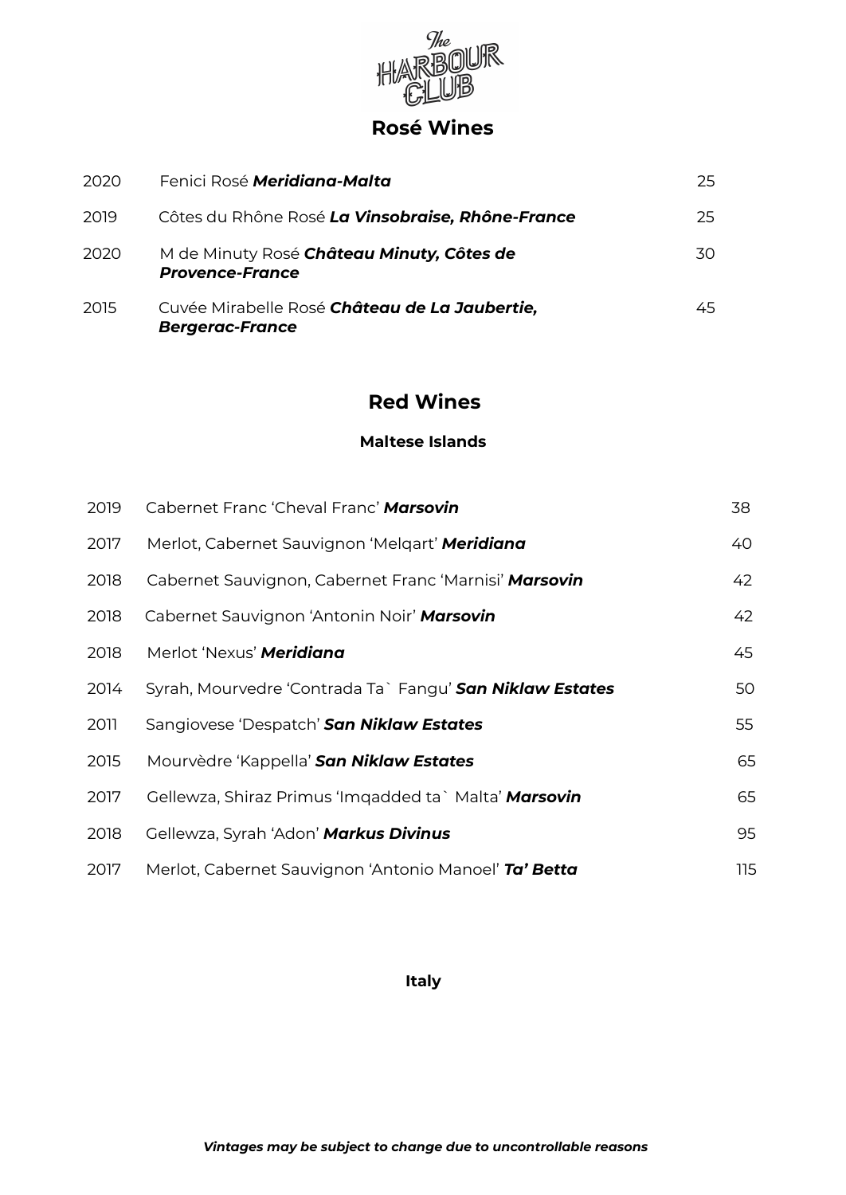## Rosé Wines

| | | |
|---|---|---|
| 2020 | Fenici Rosé ***Meridiana-Malta*** | 25 |
| 2019 | Côtes du Rhône Rosé ***La Vinsobraise, Rhône-France*** | 25 |
| 2020 | M de Minuty Rosé ***Château Minuty, Côtes de Provence-France*** | 30 |
| 2015 | Cuvée Mirabelle Rosé ***Château de La Jaubertie, Bergerac-France*** | 45 |

## Red Wines

### Maltese Islands

| | | |
|---|---|---|
| 2019 | Cabernet Franc 'Cheval Franc' ***Marsovin*** | 38 |
| 2017 | Merlot, Cabernet Sauvignon 'Melqart' ***Meridiana*** | 40 |
| 2018 | Cabernet Sauvignon, Cabernet Franc 'Marnisi' ***Marsovin*** | 42 |
| 2018 | Cabernet Sauvignon 'Antonin Noir' ***Marsovin*** | 42 |
| 2018 | Merlot 'Nexus' ***Meridiana*** | 45 |
| 2014 | Syrah, Mourvedre 'Contrada Ta` Fangu' ***San Niklaw Estates*** | 50 |
| 2011 | Sangiovese 'Despatch' ***San Niklaw Estates*** | 55 |
| 2015 | Mourvèdre 'Kappella' ***San Niklaw Estates*** | 65 |
| 2017 | Gellewza, Shiraz Primus 'Imqadded ta` Malta' ***Marsovin*** | 65 |
| 2018 | Gellewza, Syrah 'Adon' ***Markus Divinus*** | 95 |
| 2017 | Merlot, Cabernet Sauvignon 'Antonio Manoel' ***Ta' Betta*** | 115 |

### Italy

***Vintages may be subject to change due to uncontrollable reasons***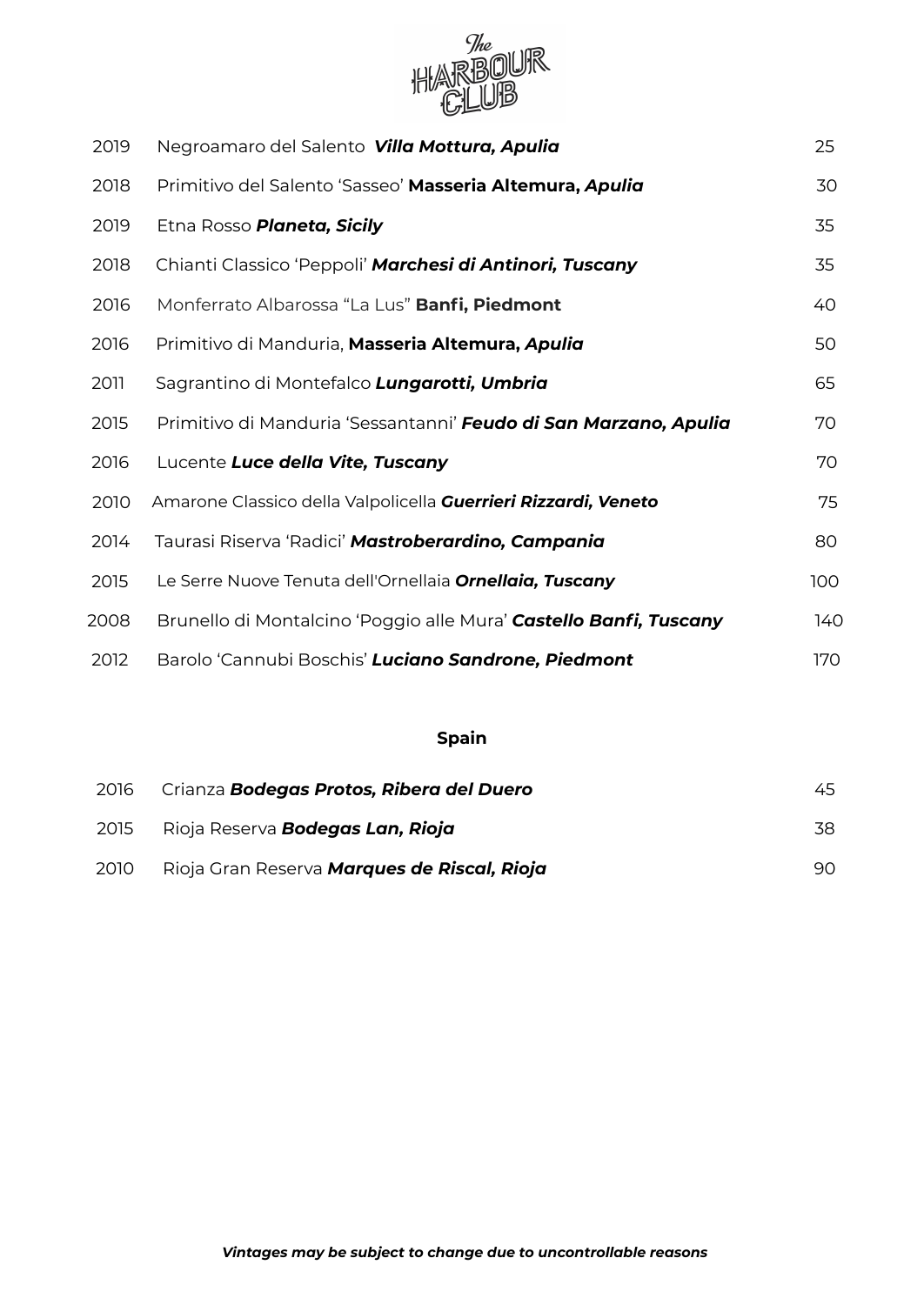| | | |
|---|---|---|
| 2019 | Negroamaro del Salento ***Villa Mottura, Apulia*** | 25 |
| 2018 | Primitivo del Salento 'Sasseo' **Masseria Altemura, *Apulia*** | 30 |
| 2019 | Etna Rosso ***Planeta, Sicily*** | 35 |
| 2018 | Chianti Classico 'Peppoli' ***Marchesi di Antinori, Tuscany*** | 35 |
| 2016 | Monferrato Albarossa "La Lus" **Banfi, Piedmont** | 40 |
| 2016 | Primitivo di Manduria, **Masseria Altemura, *Apulia*** | 50 |
| 2011 | Sagrantino di Montefalco ***Lungarotti, Umbria*** | 65 |
| 2015 | Primitivo di Manduria 'Sessantanni' ***Feudo di San Marzano, Apulia*** | 70 |
| 2016 | Lucente ***Luce della Vite, Tuscany*** | 70 |
| 2010 | Amarone Classico della Valpolicella ***Guerrieri Rizzardi, Veneto*** | 75 |
| 2014 | Taurasi Riserva 'Radici' ***Mastroberardino, Campania*** | 80 |
| 2015 | Le Serre Nuove Tenuta dell'Ornellaia ***Ornellaia, Tuscany*** | 100 |
| 2008 | Brunello di Montalcino 'Poggio alle Mura' ***Castello Banfi, Tuscany*** | 140 |
| 2012 | Barolo 'Cannubi Boschis' ***Luciano Sandrone, Piedmont*** | 170 |

## Spain

| | | |
|---|---|---|
| 2016 | Crianza ***Bodegas Protos, Ribera del Duero*** | 45 |
| 2015 | Rioja Reserva ***Bodegas Lan, Rioja*** | 38 |
| 2010 | Rioja Gran Reserva ***Marques de Riscal, Rioja*** | 90 |

***Vintages may be subject to change due to uncontrollable reasons***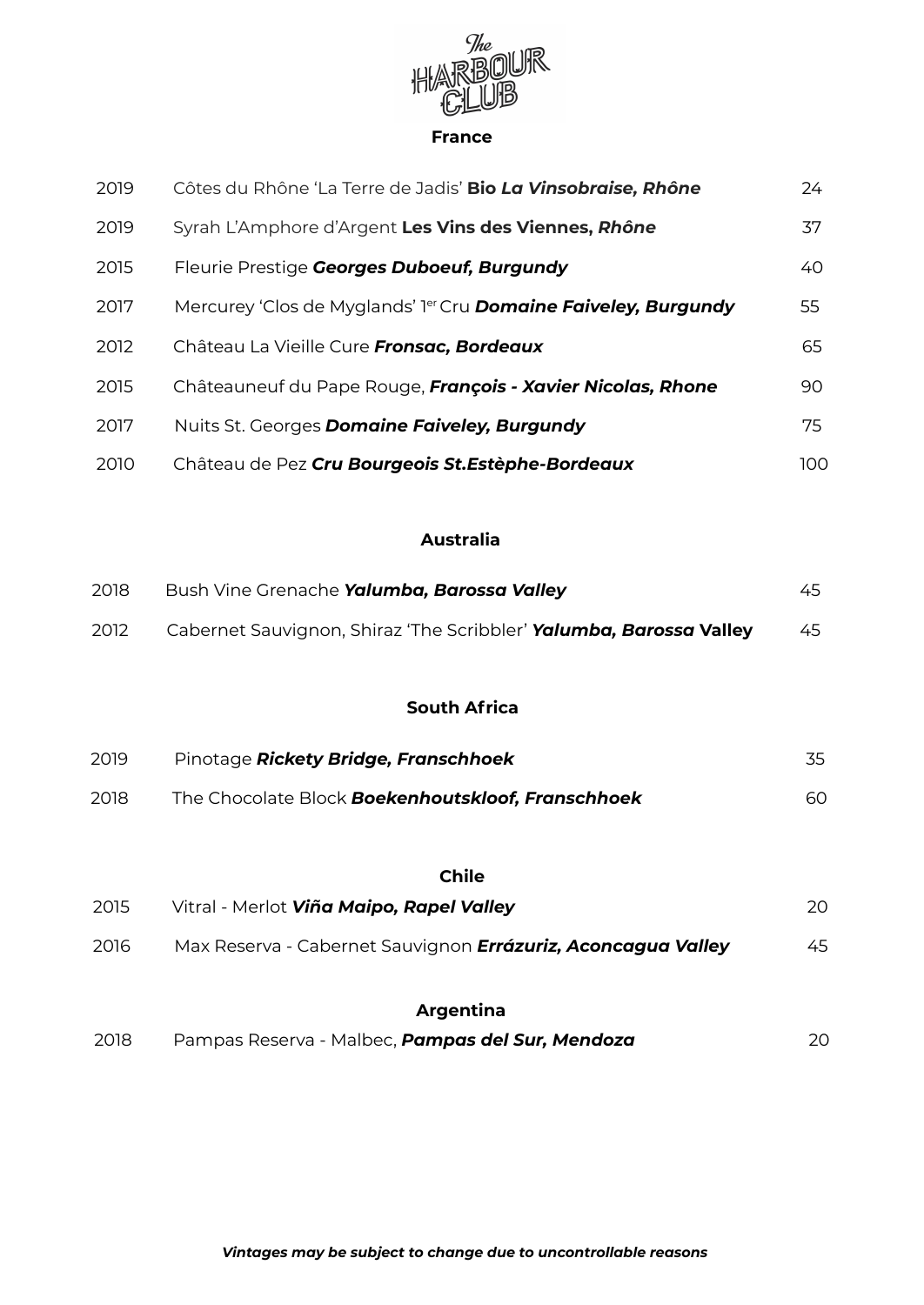# The Harbour Club

## France

| | | |
|---|---|---|
| 2019 | Côtes du Rhône 'La Terre de Jadis' **Bio *La Vinsobraise, Rhône*** | 24 |
| 2019 | Syrah L'Amphore d'Argent **Les Vins des Viennes, *Rhône*** | 37 |
| 2015 | Fleurie Prestige ***Georges Duboeuf, Burgundy*** | 40 |
| 2017 | Mercurey 'Clos de Myglands' 1er Cru ***Domaine Faiveley, Burgundy*** | 55 |
| 2012 | Château La Vieille Cure ***Fronsac, Bordeaux*** | 65 |
| 2015 | Châteauneuf du Pape Rouge, ***François - Xavier Nicolas, Rhone*** | 90 |
| 2017 | Nuits St. Georges ***Domaine Faiveley, Burgundy*** | 75 |
| 2010 | Château de Pez ***Cru Bourgeois St.Estèphe-Bordeaux*** | 100 |

## Australia

| | | |
|---|---|---|
| 2018 | Bush Vine Grenache ***Yalumba, Barossa Valley*** | 45 |
| 2012 | Cabernet Sauvignon, Shiraz 'The Scribbler' ***Yalumba, Barossa* Valley** | 45 |

## South Africa

| | | |
|---|---|---|
| 2019 | Pinotage ***Rickety Bridge, Franschhoek*** | 35 |
| 2018 | The Chocolate Block ***Boekenhoutskloof, Franschhoek*** | 60 |

## Chile

| | | |
|---|---|---|
| 2015 | Vitral - Merlot ***Viña Maipo, Rapel Valley*** | 20 |
| 2016 | Max Reserva - Cabernet Sauvignon ***Errázuriz, Aconcagua Valley*** | 45 |

## Argentina

| | | |
|---|---|---|
| 2018 | Pampas Reserva - Malbec, ***Pampas del Sur, Mendoza*** | 20 |

***Vintages may be subject to change due to uncontrollable reasons***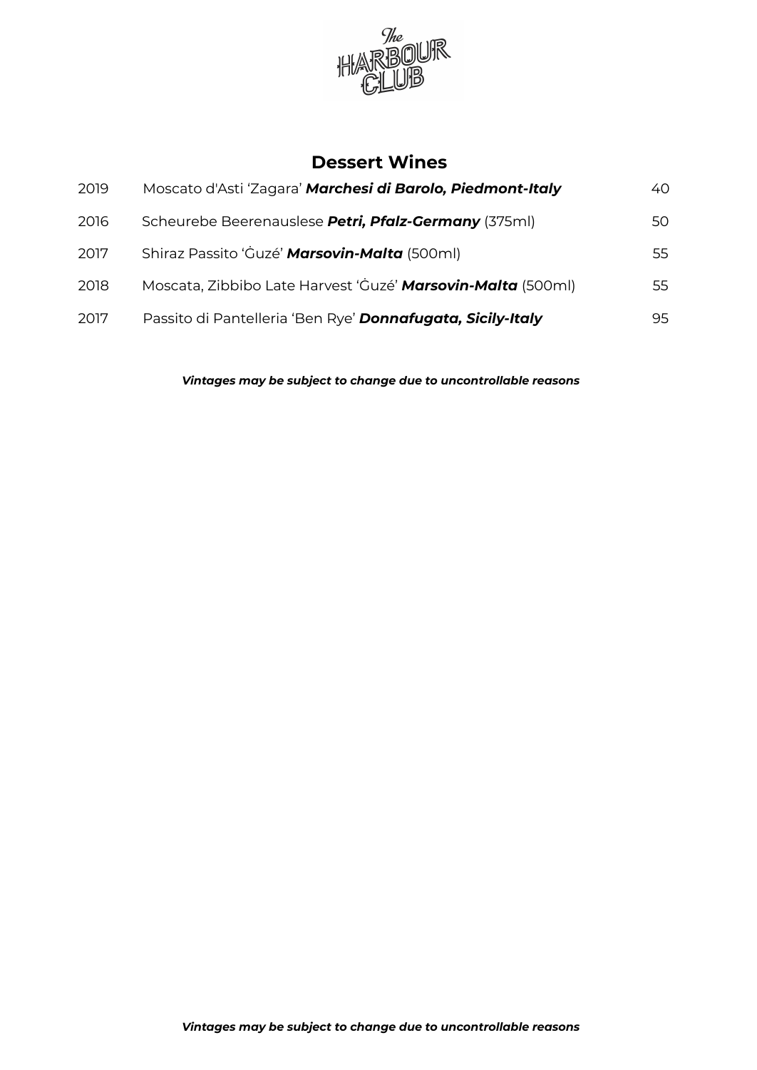## Dessert Wines

| | | |
|---|---|---|
| 2019 | Moscato d'Asti 'Zagara' ***Marchesi di Barolo, Piedmont-Italy*** | 40 |
| 2016 | Scheurebe Beerenauslese ***Petri, Pfalz-Germany*** (375ml) | 50 |
| 2017 | Shiraz Passito 'Ġuzé' ***Marsovin-Malta*** (500ml) | 55 |
| 2018 | Moscata, Zibbibo Late Harvest 'Ġuzé' ***Marsovin-Malta*** (500ml) | 55 |
| 2017 | Passito di Pantelleria 'Ben Rye' ***Donnafugata, Sicily-Italy*** | 95 |

***Vintages may be subject to change due to uncontrollable reasons***